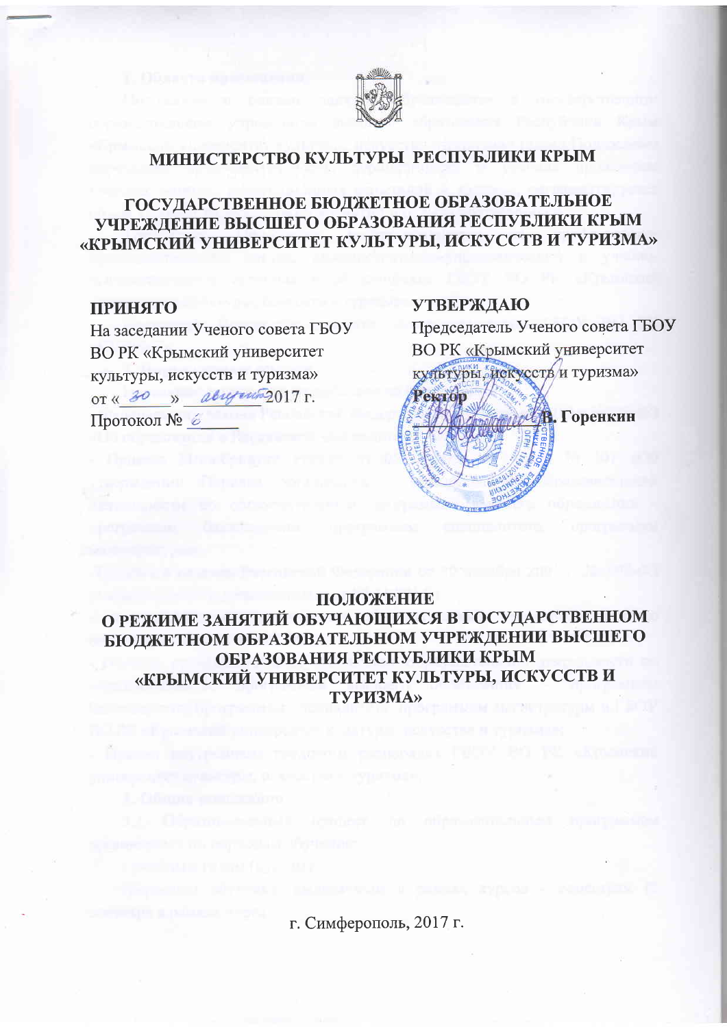# МИНИСТЕРСТВО КУЛЬТУРЫ РЕСПУБЛИКИ КРЫМ

## ГОСУДАРСТВЕННОЕ БЮДЖЕТНОЕ ОБРАЗОВАТЕЛЬНОЕ УЧРЕЖДЕНИЕ ВЫСШЕГО ОБРАЗОВАНИЯ РЕСПУБЛИКИ КРЫМ «КРЫМСКИЙ УНИВЕРСИТЕТ КУЛЬТУРЫ, ИСКУССТВ И ТУРИЗМА»

**ПРИНЯТО**
На заседании Ученого совета ГБОУ ВО РК «Крымский университет культуры, искусств и туризма»
от « 30 » августа 2017 г.
Протокол № 6

**УТВЕРЖДАЮ**
Председатель Ученого совета ГБОУ ВО РК «Крымский университет культуры, искусств и туризма»
**Ректор**
_________ **В. Горенкин**

## ПОЛОЖЕНИЕ
## О РЕЖИМЕ ЗАНЯТИЙ ОБУЧАЮЩИХСЯ В ГОСУДАРСТВЕННОМ БЮДЖЕТНОМ ОБРАЗОВАТЕЛЬНОМ УЧРЕЖДЕНИИ ВЫСШЕГО ОБРАЗОВАНИЯ РЕСПУБЛИКИ КРЫМ «КРЫМСКИЙ УНИВЕРСИТЕТ КУЛЬТУРЫ, ИСКУССТВ И ТУРИЗМА»

г. Симферополь, 2017 г.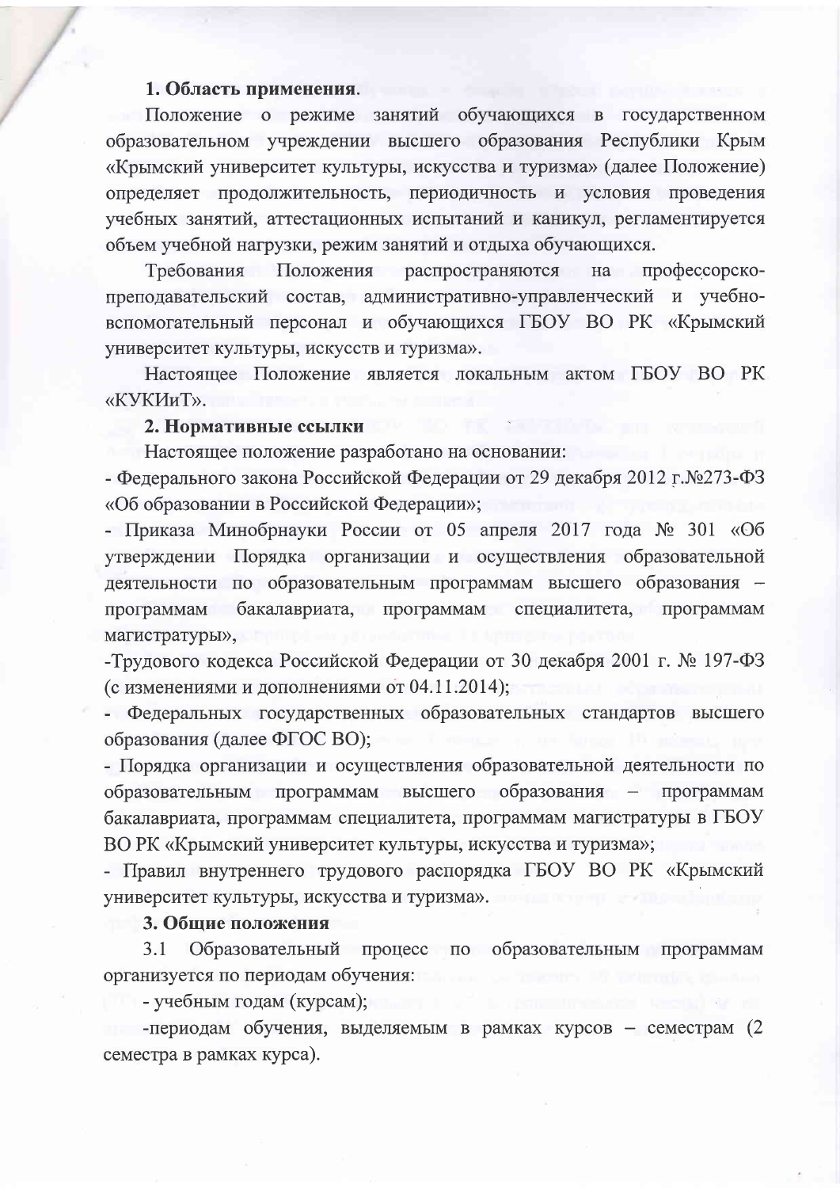**1. Область применения.**

Положение о режиме занятий обучающихся в государственном образовательном учреждении высшего образования Республики Крым «Крымский университет культуры, искусства и туризма» (далее Положение) определяет продолжительность, периодичность и условия проведения учебных занятий, аттестационных испытаний и каникул, регламентируется объем учебной нагрузки, режим занятий и отдыха обучающихся.

Требования Положения распространяются на профессорско-преподавательский состав, административно-управленческий и учебно-вспомогательный персонал и обучающихся ГБОУ ВО РК «Крымский университет культуры, искусств и туризма».

Настоящее Положение является локальным актом ГБОУ ВО РК «КУКИиТ».

**2. Нормативные ссылки**

Настоящее положение разработано на основании:

- Федерального закона Российской Федерации от 29 декабря 2012 г.№273-ФЗ «Об образовании в Российской Федерации»;
- Приказа Минобрнауки России от 05 апреля 2017 года № 301 «Об утверждении Порядка организации и осуществления образовательной деятельности по образовательным программам высшего образования – программам бакалавриата, программам специалитета, программам магистратуры»,
-Трудового кодекса Российской Федерации от 30 декабря 2001 г. № 197-ФЗ (с изменениями и дополнениями от 04.11.2014);
- Федеральных государственных образовательных стандартов высшего образования (далее ФГОС ВО);
- Порядка организации и осуществления образовательной деятельности по образовательным программам высшего образования – программам бакалавриата, программам специалитета, программам магистратуры в ГБОУ ВО РК «Крымский университет культуры, искусства и туризма»;
- Правил внутреннего трудового распорядка ГБОУ ВО РК «Крымский университет культуры, искусства и туризма».

**3. Общие положения**

3.1 Образовательный процесс по образовательным программам организуется по периодам обучения:

- учебным годам (курсам);
-периодам обучения, выделяемым в рамках курсов – семестрам (2 семестра в рамках курса).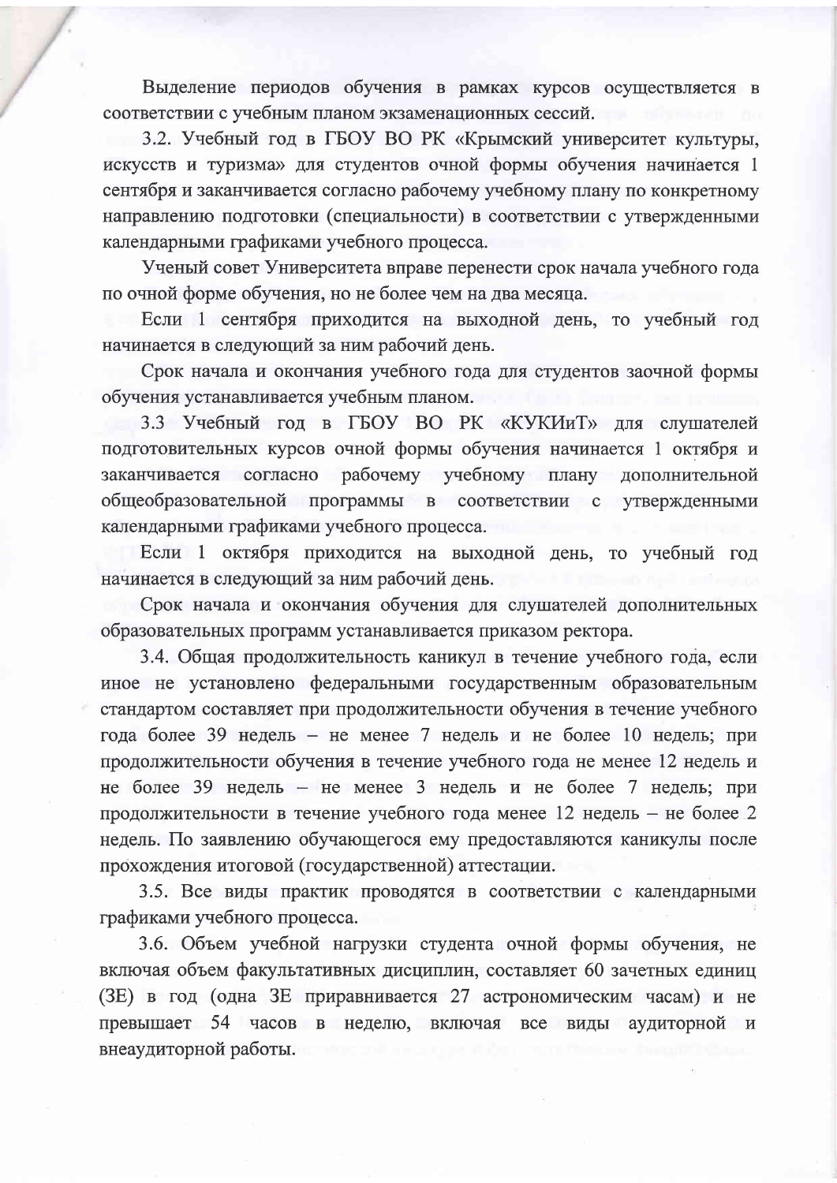Выделение периодов обучения в рамках курсов осуществляется в соответствии с учебным планом экзаменационных сессий.

3.2. Учебный год в ГБОУ ВО РК «Крымский университет культуры, искусств и туризма» для студентов очной формы обучения начинается 1 сентября и заканчивается согласно рабочему учебному плану по конкретному направлению подготовки (специальности) в соответствии с утвержденными календарными графиками учебного процесса.

Ученый совет Университета вправе перенести срок начала учебного года по очной форме обучения, но не более чем на два месяца.

Если 1 сентября приходится на выходной день, то учебный год начинается в следующий за ним рабочий день.

Срок начала и окончания учебного года для студентов заочной формы обучения устанавливается учебным планом.

3.3 Учебный год в ГБОУ ВО РК «КУКИиТ» для слушателей подготовительных курсов очной формы обучения начинается 1 октября и заканчивается согласно рабочему учебному плану дополнительной общеобразовательной программы в соответствии с утвержденными календарными графиками учебного процесса.

Если 1 октября приходится на выходной день, то учебный год начинается в следующий за ним рабочий день.

Срок начала и окончания обучения для слушателей дополнительных образовательных программ устанавливается приказом ректора.

3.4. Общая продолжительность каникул в течение учебного года, если иное не установлено федеральными государственным образовательным стандартом составляет при продолжительности обучения в течение учебного года более 39 недель – не менее 7 недель и не более 10 недель; при продолжительности обучения в течение учебного года не менее 12 недель и не более 39 недель – не менее 3 недель и не более 7 недель; при продолжительности в течение учебного года менее 12 недель – не более 2 недель. По заявлению обучающегося ему предоставляются каникулы после прохождения итоговой (государственной) аттестации.

3.5. Все виды практик проводятся в соответствии с календарными графиками учебного процесса.

3.6. Объем учебной нагрузки студента очной формы обучения, не включая объем факультативных дисциплин, составляет 60 зачетных единиц (ЗЕ) в год (одна ЗЕ приравнивается 27 астрономическим часам) и не превышает 54 часов в неделю, включая все виды аудиторной и внеаудиторной работы.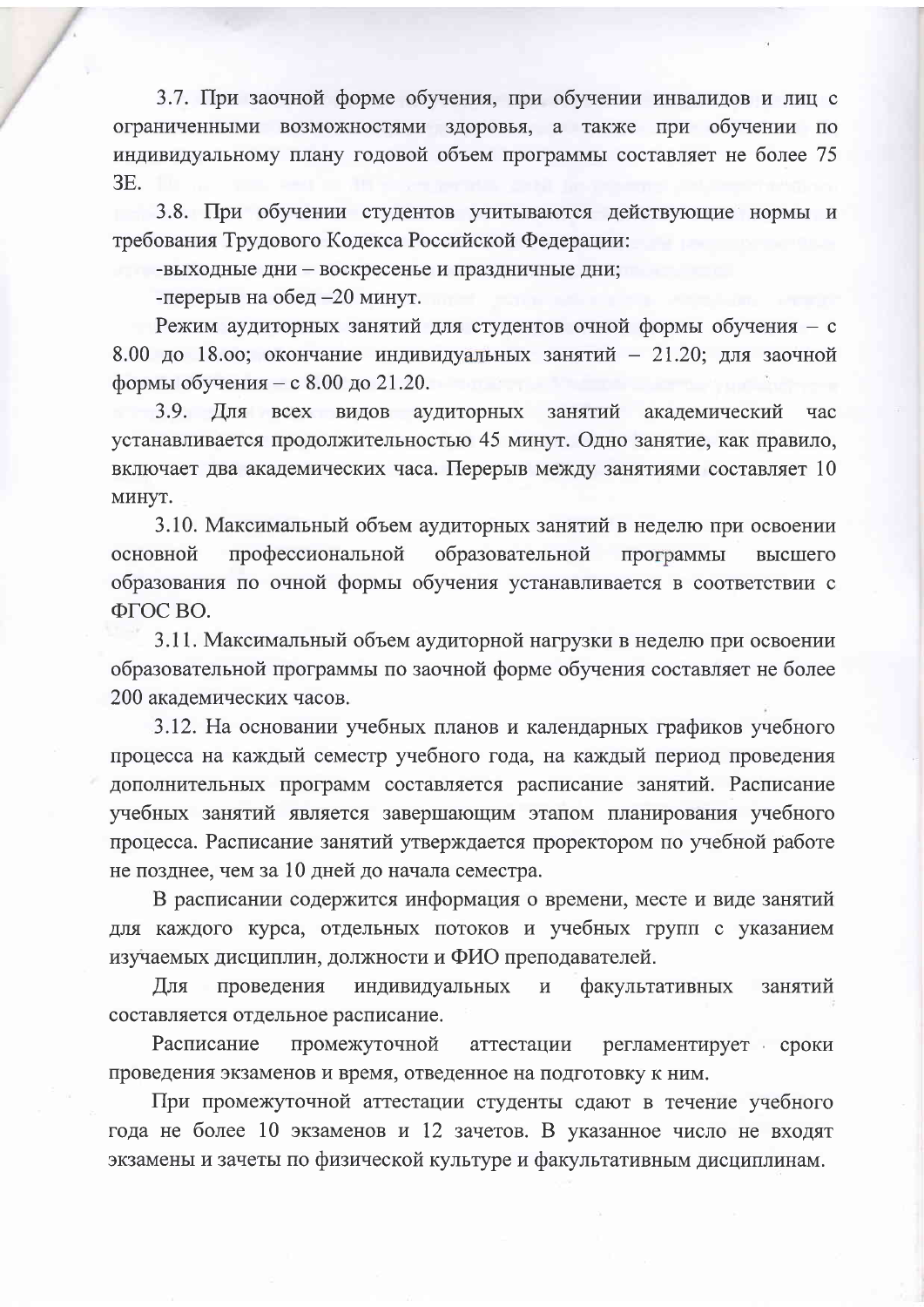3.7. При заочной форме обучения, при обучении инвалидов и лиц с ограниченными возможностями здоровья, а также при обучении по индивидуальному плану годовой объем программы составляет не более 75 ЗЕ.

3.8. При обучении студентов учитываются действующие нормы и требования Трудового Кодекса Российской Федерации:

-выходные дни – воскресенье и праздничные дни;

-перерыв на обед –20 минут.

Режим аудиторных занятий для студентов очной формы обучения – с 8.00 до 18.оо; окончание индивидуальных занятий – 21.20; для заочной формы обучения – с 8.00 до 21.20.

3.9. Для всех видов аудиторных занятий академический час устанавливается продолжительностью 45 минут. Одно занятие, как правило, включает два академических часа. Перерыв между занятиями составляет 10 минут.

3.10. Максимальный объем аудиторных занятий в неделю при освоении основной профессиональной образовательной программы высшего образования по очной формы обучения устанавливается в соответствии с ФГОС ВО.

3.11. Максимальный объем аудиторной нагрузки в неделю при освоении образовательной программы по заочной форме обучения составляет не более 200 академических часов.

3.12. На основании учебных планов и календарных графиков учебного процесса на каждый семестр учебного года, на каждый период проведения дополнительных программ составляется расписание занятий. Расписание учебных занятий является завершающим этапом планирования учебного процесса. Расписание занятий утверждается проректором по учебной работе не позднее, чем за 10 дней до начала семестра.

В расписании содержится информация о времени, месте и виде занятий для каждого курса, отдельных потоков и учебных групп с указанием изучаемых дисциплин, должности и ФИО преподавателей.

Для проведения индивидуальных и факультативных занятий составляется отдельное расписание.

Расписание промежуточной аттестации регламентирует сроки проведения экзаменов и время, отведенное на подготовку к ним.

При промежуточной аттестации студенты сдают в течение учебного года не более 10 экзаменов и 12 зачетов. В указанное число не входят экзамены и зачеты по физической культуре и факультативным дисциплинам.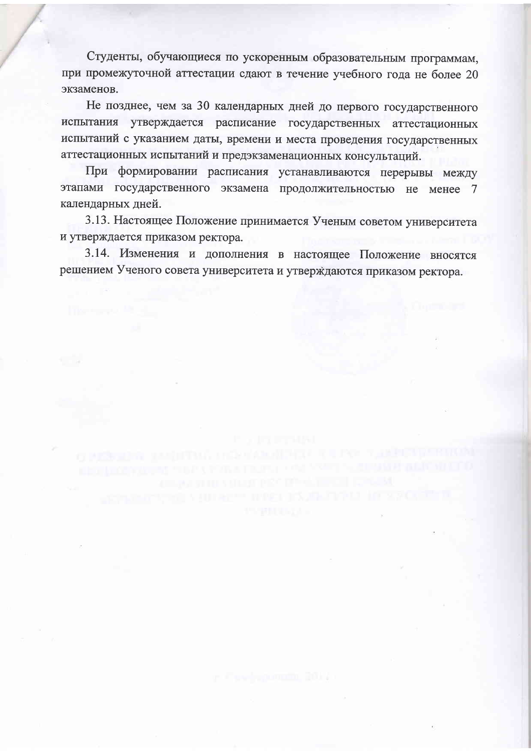Студенты, обучающиеся по ускоренным образовательным программам, при промежуточной аттестации сдают в течение учебного года не более 20 экзаменов.

Не позднее, чем за 30 календарных дней до первого государственного испытания утверждается расписание государственных аттестационных испытаний с указанием даты, времени и места проведения государственных аттестационных испытаний и предэкзаменационных консультаций.

При формировании расписания устанавливаются перерывы между этапами государственного экзамена продолжительностью не менее 7 календарных дней.

3.13. Настоящее Положение принимается Ученым советом университета и утверждается приказом ректора.

3.14. Изменения и дополнения в настоящее Положение вносятся решением Ученого совета университета и утверждаются приказом ректора.